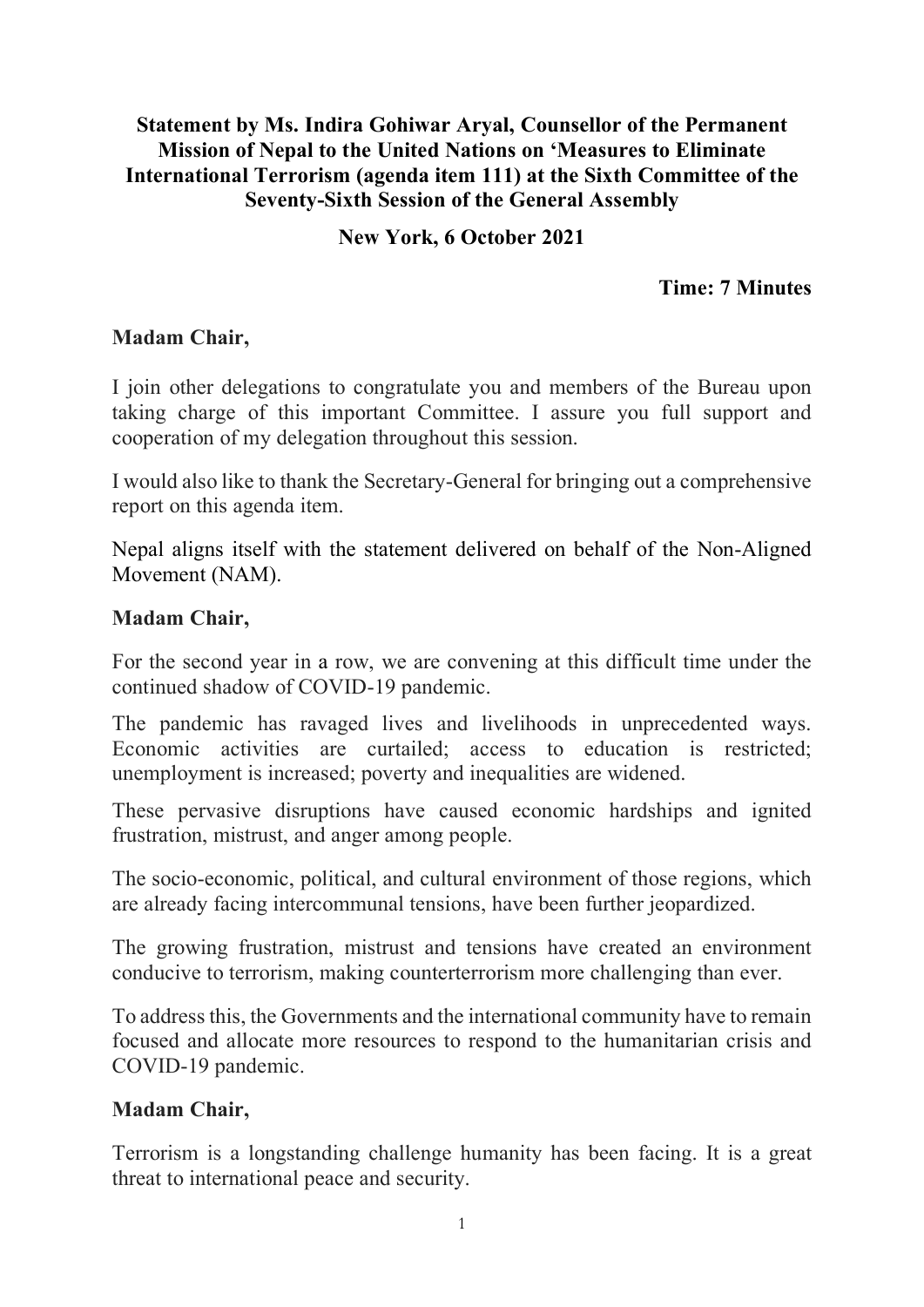**Statement by Ms. Indira Gohiwar Aryal, Counsellor of the Permanent Mission of Nepal to the United Nations on 'Measures to Eliminate International Terrorism (agenda item 111) at the Sixth Committee of the Seventy-Sixth Session of the General Assembly**

**New York, 6 October 2021**

**Time: 7 Minutes**

**Madam Chair,**

I join other delegations to congratulate you and members of the Bureau upon taking charge of this important Committee. I assure you full support and cooperation of my delegation throughout this session.

I would also like to thank the Secretary-General for bringing out a comprehensive report on this agenda item.

Nepal aligns itself with the statement delivered on behalf of the Non-Aligned Movement (NAM).

**Madam Chair,**

For the second year in a row, we are convening at this difficult time under the continued shadow of COVID-19 pandemic.

The pandemic has ravaged lives and livelihoods in unprecedented ways. Economic activities are curtailed; access to education is restricted; unemployment is increased; poverty and inequalities are widened.

These pervasive disruptions have caused economic hardships and ignited frustration, mistrust, and anger among people.

The socio-economic, political, and cultural environment of those regions, which are already facing intercommunal tensions, have been further jeopardized.

The growing frustration, mistrust and tensions have created an environment conducive to terrorism, making counterterrorism more challenging than ever.

To address this, the Governments and the international community have to remain focused and allocate more resources to respond to the humanitarian crisis and COVID-19 pandemic.

**Madam Chair,**

Terrorism is a longstanding challenge humanity has been facing. It is a great threat to international peace and security.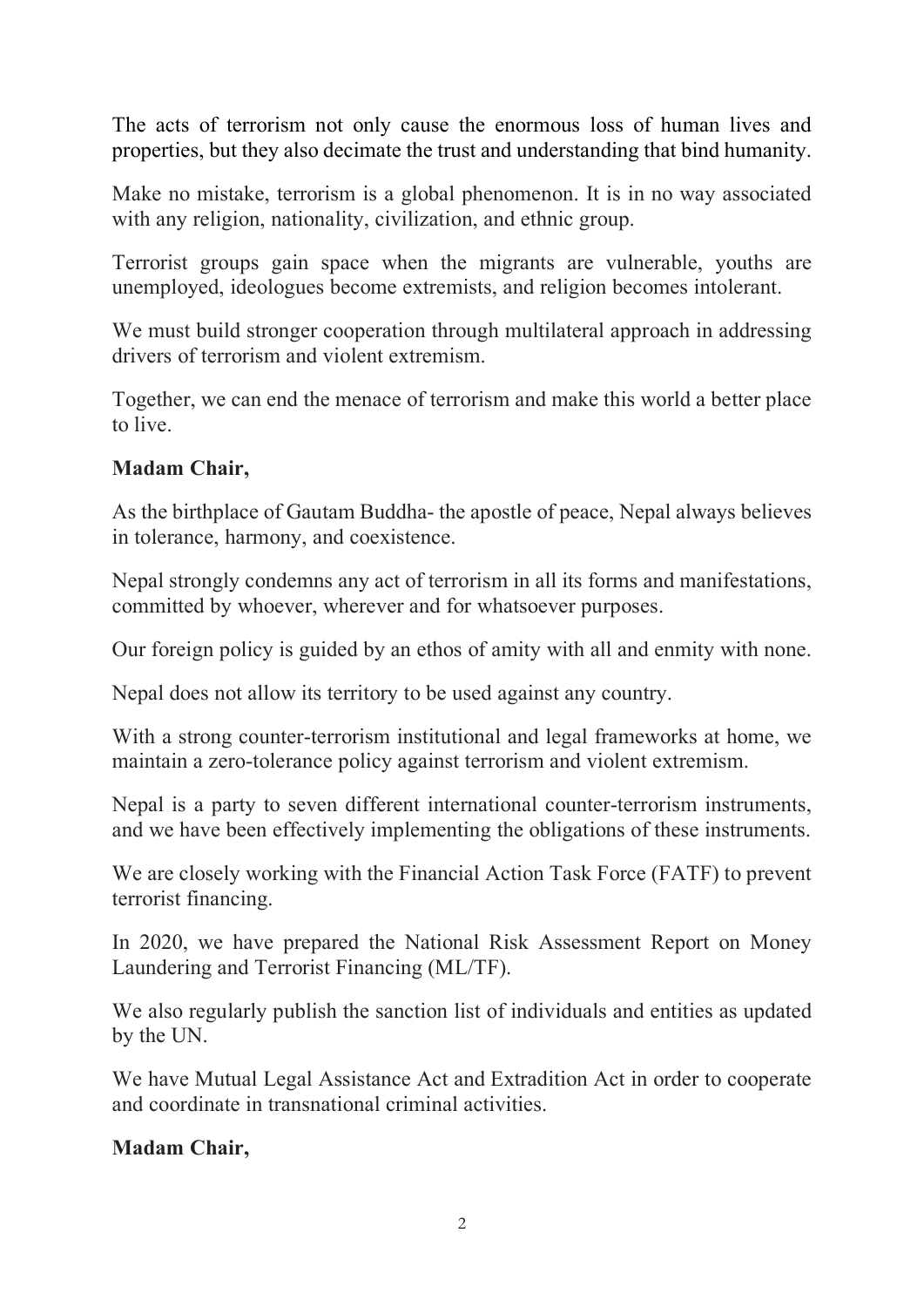The acts of terrorism not only cause the enormous loss of human lives and properties, but they also decimate the trust and understanding that bind humanity.

Make no mistake, terrorism is a global phenomenon. It is in no way associated with any religion, nationality, civilization, and ethnic group.

Terrorist groups gain space when the migrants are vulnerable, youths are unemployed, ideologues become extremists, and religion becomes intolerant.

We must build stronger cooperation through multilateral approach in addressing drivers of terrorism and violent extremism.

Together, we can end the menace of terrorism and make this world a better place to live.

**Madam Chair,**

As the birthplace of Gautam Buddha- the apostle of peace, Nepal always believes in tolerance, harmony, and coexistence.

Nepal strongly condemns any act of terrorism in all its forms and manifestations, committed by whoever, wherever and for whatsoever purposes.

Our foreign policy is guided by an ethos of amity with all and enmity with none.

Nepal does not allow its territory to be used against any country.

With a strong counter-terrorism institutional and legal frameworks at home, we maintain a zero-tolerance policy against terrorism and violent extremism.

Nepal is a party to seven different international counter-terrorism instruments, and we have been effectively implementing the obligations of these instruments.

We are closely working with the Financial Action Task Force (FATF) to prevent terrorist financing.

In 2020, we have prepared the National Risk Assessment Report on Money Laundering and Terrorist Financing (ML/TF).

We also regularly publish the sanction list of individuals and entities as updated by the UN.

We have Mutual Legal Assistance Act and Extradition Act in order to cooperate and coordinate in transnational criminal activities.

**Madam Chair,**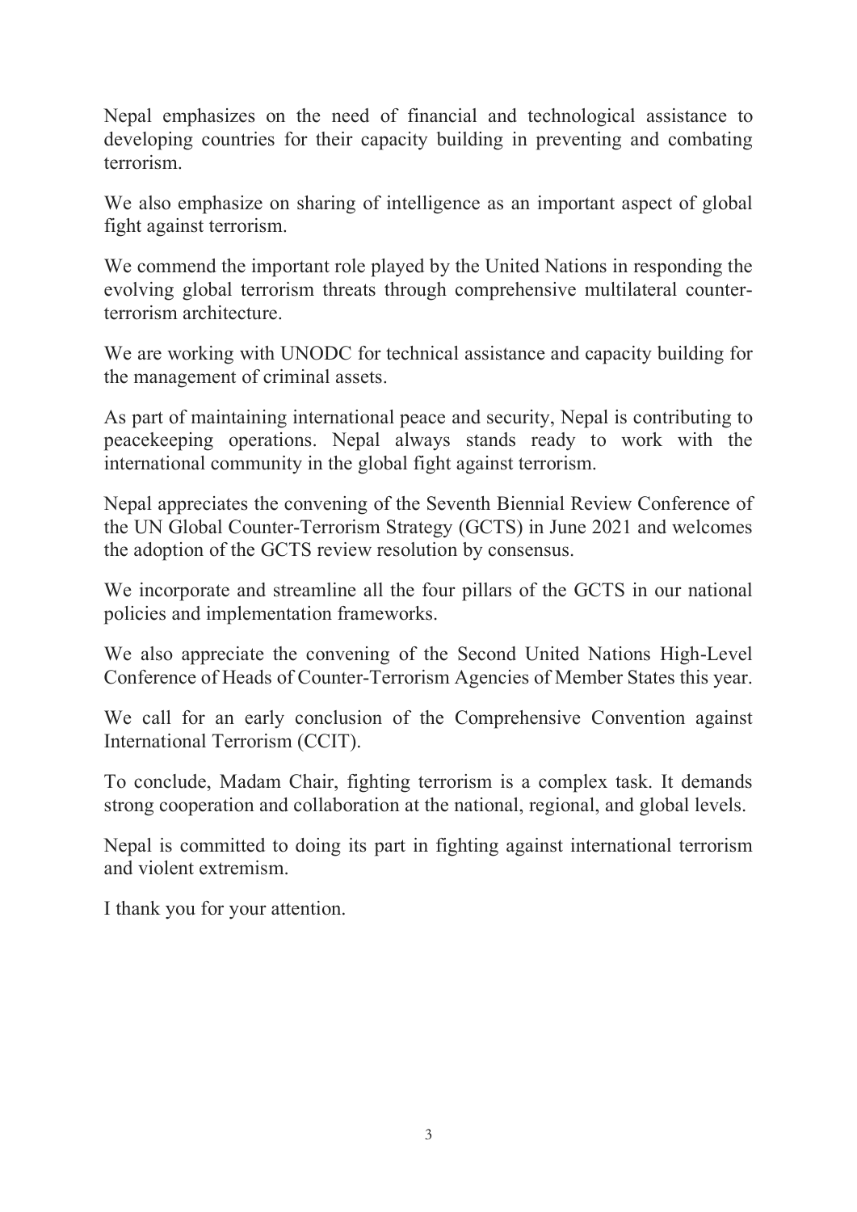Nepal emphasizes on the need of financial and technological assistance to developing countries for their capacity building in preventing and combating terrorism.

We also emphasize on sharing of intelligence as an important aspect of global fight against terrorism.

We commend the important role played by the United Nations in responding the evolving global terrorism threats through comprehensive multilateral counter-terrorism architecture.

We are working with UNODC for technical assistance and capacity building for the management of criminal assets.

As part of maintaining international peace and security, Nepal is contributing to peacekeeping operations. Nepal always stands ready to work with the international community in the global fight against terrorism.

Nepal appreciates the convening of the Seventh Biennial Review Conference of the UN Global Counter-Terrorism Strategy (GCTS) in June 2021 and welcomes the adoption of the GCTS review resolution by consensus.

We incorporate and streamline all the four pillars of the GCTS in our national policies and implementation frameworks.

We also appreciate the convening of the Second United Nations High-Level Conference of Heads of Counter-Terrorism Agencies of Member States this year.

We call for an early conclusion of the Comprehensive Convention against International Terrorism (CCIT).

To conclude, Madam Chair, fighting terrorism is a complex task. It demands strong cooperation and collaboration at the national, regional, and global levels.

Nepal is committed to doing its part in fighting against international terrorism and violent extremism.

I thank you for your attention.